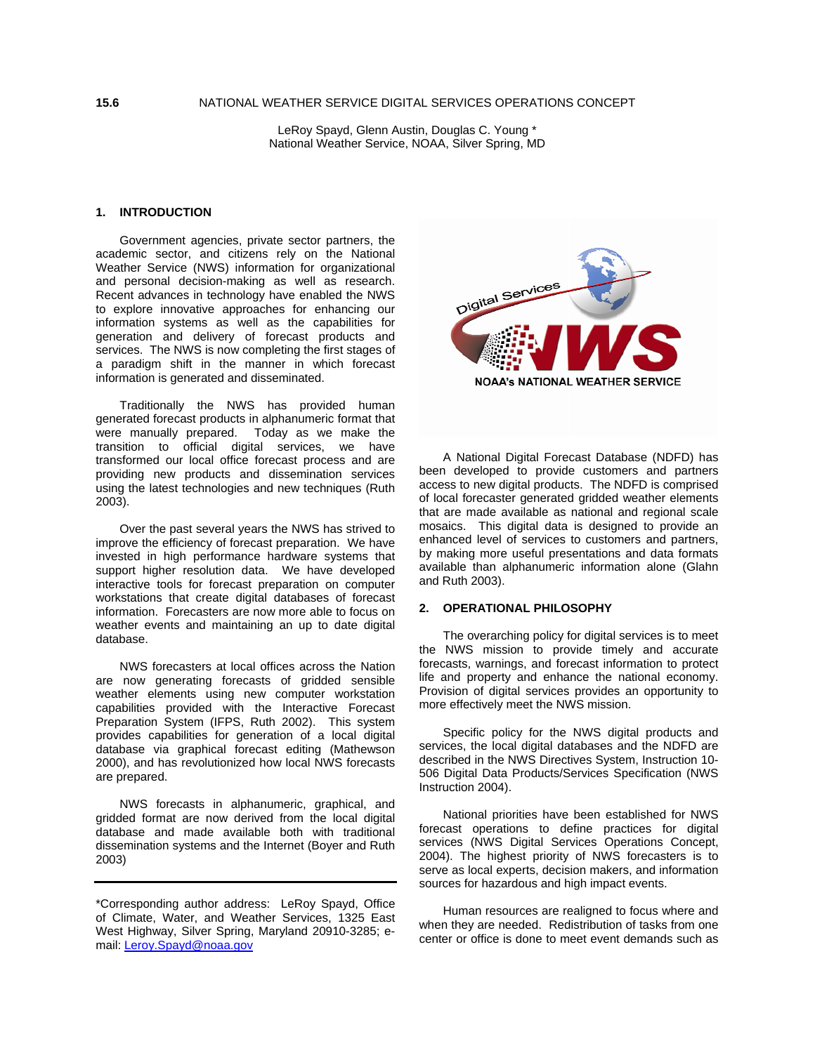**15.6** NATIONAL WEATHER SERVICE DIGITAL SERVICES OPERATIONS CONCEPT

LeRoy Spayd, Glenn Austin, Douglas C. Young *
National Weather Service, NOAA, Silver Spring, MD

## 1. INTRODUCTION

Government agencies, private sector partners, the academic sector, and citizens rely on the National Weather Service (NWS) information for organizational and personal decision-making as well as research. Recent advances in technology have enabled the NWS to explore innovative approaches for enhancing our information systems as well as the capabilities for generation and delivery of forecast products and services. The NWS is now completing the first stages of a paradigm shift in the manner in which forecast information is generated and disseminated.

Traditionally the NWS has provided human generated forecast products in alphanumeric format that were manually prepared. Today as we make the transition to official digital services, we have transformed our local office forecast process and are providing new products and dissemination services using the latest technologies and new techniques (Ruth 2003).

Over the past several years the NWS has strived to improve the efficiency of forecast preparation. We have invested in high performance hardware systems that support higher resolution data. We have developed interactive tools for forecast preparation on computer workstations that create digital databases of forecast information. Forecasters are now more able to focus on weather events and maintaining an up to date digital database.

NWS forecasters at local offices across the Nation are now generating forecasts of gridded sensible weather elements using new computer workstation capabilities provided with the Interactive Forecast Preparation System (IFPS, Ruth 2002). This system provides capabilities for generation of a local digital database via graphical forecast editing (Mathewson 2000), and has revolutionized how local NWS forecasts are prepared.

NWS forecasts in alphanumeric, graphical, and gridded format are now derived from the local digital database and made available both with traditional dissemination systems and the Internet (Boyer and Ruth 2003)

\*Corresponding author address: LeRoy Spayd, Office of Climate, Water, and Weather Services, 1325 East West Highway, Silver Spring, Maryland 20910-3285; e-mail: Leroy.Spayd@noaa.gov

A National Digital Forecast Database (NDFD) has been developed to provide customers and partners access to new digital products. The NDFD is comprised of local forecaster generated gridded weather elements that are made available as national and regional scale mosaics. This digital data is designed to provide an enhanced level of services to customers and partners, by making more useful presentations and data formats available than alphanumeric information alone (Glahn and Ruth 2003).

## 2. OPERATIONAL PHILOSOPHY

The overarching policy for digital services is to meet the NWS mission to provide timely and accurate forecasts, warnings, and forecast information to protect life and property and enhance the national economy. Provision of digital services provides an opportunity to more effectively meet the NWS mission.

Specific policy for the NWS digital products and services, the local digital databases and the NDFD are described in the NWS Directives System, Instruction 10-506 Digital Data Products/Services Specification (NWS Instruction 2004).

National priorities have been established for NWS forecast operations to define practices for digital services (NWS Digital Services Operations Concept, 2004). The highest priority of NWS forecasters is to serve as local experts, decision makers, and information sources for hazardous and high impact events.

Human resources are realigned to focus where and when they are needed. Redistribution of tasks from one center or office is done to meet event demands such as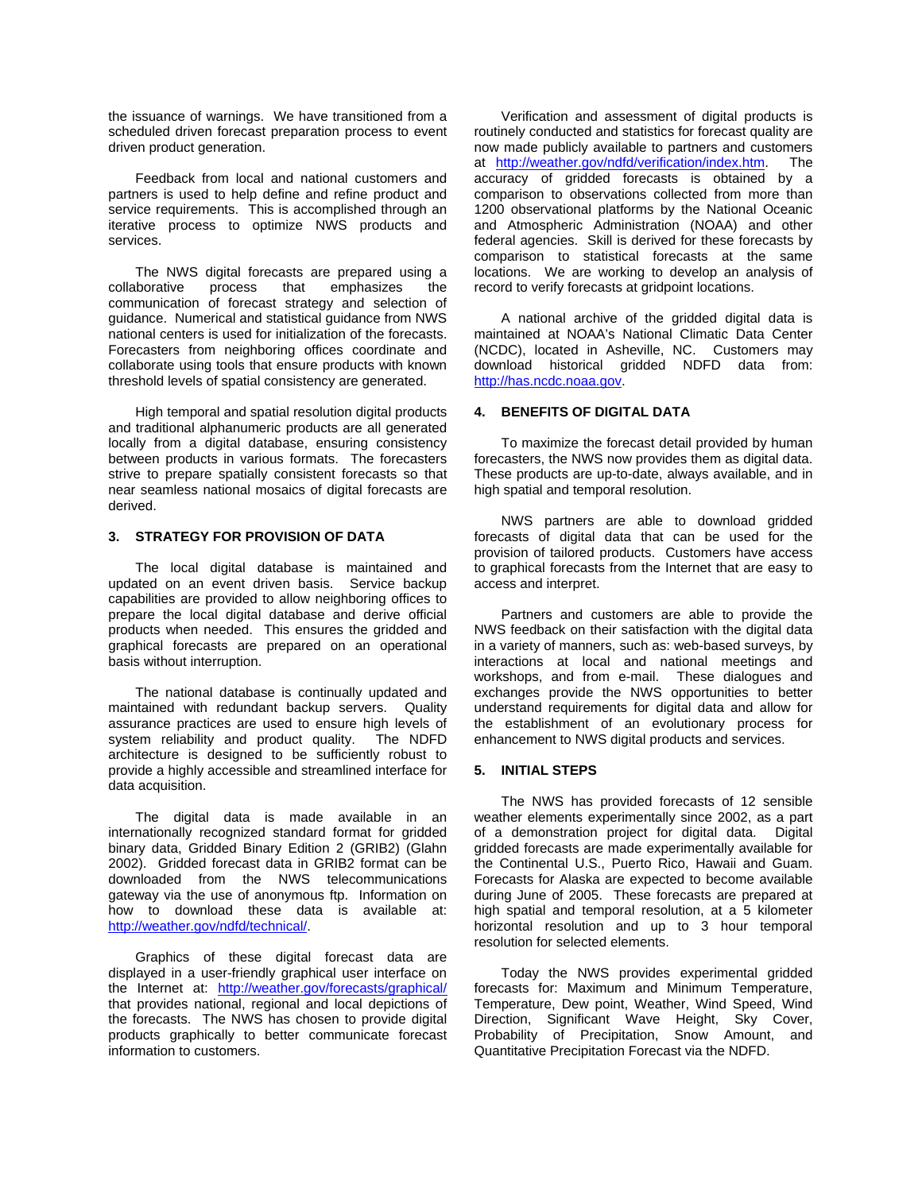the issuance of warnings. We have transitioned from a scheduled driven forecast preparation process to event driven product generation.

Feedback from local and national customers and partners is used to help define and refine product and service requirements. This is accomplished through an iterative process to optimize NWS products and services.

The NWS digital forecasts are prepared using a collaborative process that emphasizes the communication of forecast strategy and selection of guidance. Numerical and statistical guidance from NWS national centers is used for initialization of the forecasts. Forecasters from neighboring offices coordinate and collaborate using tools that ensure products with known threshold levels of spatial consistency are generated.

High temporal and spatial resolution digital products and traditional alphanumeric products are all generated locally from a digital database, ensuring consistency between products in various formats. The forecasters strive to prepare spatially consistent forecasts so that near seamless national mosaics of digital forecasts are derived.

## 3. STRATEGY FOR PROVISION OF DATA

The local digital database is maintained and updated on an event driven basis. Service backup capabilities are provided to allow neighboring offices to prepare the local digital database and derive official products when needed. This ensures the gridded and graphical forecasts are prepared on an operational basis without interruption.

The national database is continually updated and maintained with redundant backup servers. Quality assurance practices are used to ensure high levels of system reliability and product quality. The NDFD architecture is designed to be sufficiently robust to provide a highly accessible and streamlined interface for data acquisition.

The digital data is made available in an internationally recognized standard format for gridded binary data, Gridded Binary Edition 2 (GRIB2) (Glahn 2002). Gridded forecast data in GRIB2 format can be downloaded from the NWS telecommunications gateway via the use of anonymous ftp. Information on how to download these data is available at: http://weather.gov/ndfd/technical/.

Graphics of these digital forecast data are displayed in a user-friendly graphical user interface on the Internet at: http://weather.gov/forecasts/graphical/ that provides national, regional and local depictions of the forecasts. The NWS has chosen to provide digital products graphically to better communicate forecast information to customers.

Verification and assessment of digital products is routinely conducted and statistics for forecast quality are now made publicly available to partners and customers at http://weather.gov/ndfd/verification/index.htm. The accuracy of gridded forecasts is obtained by a comparison to observations collected from more than 1200 observational platforms by the National Oceanic and Atmospheric Administration (NOAA) and other federal agencies. Skill is derived for these forecasts by comparison to statistical forecasts at the same locations. We are working to develop an analysis of record to verify forecasts at gridpoint locations.

A national archive of the gridded digital data is maintained at NOAA's National Climatic Data Center (NCDC), located in Asheville, NC. Customers may download historical gridded NDFD data from: http://has.ncdc.noaa.gov.

## 4. BENEFITS OF DIGITAL DATA

To maximize the forecast detail provided by human forecasters, the NWS now provides them as digital data. These products are up-to-date, always available, and in high spatial and temporal resolution.

NWS partners are able to download gridded forecasts of digital data that can be used for the provision of tailored products. Customers have access to graphical forecasts from the Internet that are easy to access and interpret.

Partners and customers are able to provide the NWS feedback on their satisfaction with the digital data in a variety of manners, such as: web-based surveys, by interactions at local and national meetings and workshops, and from e-mail. These dialogues and exchanges provide the NWS opportunities to better understand requirements for digital data and allow for the establishment of an evolutionary process for enhancement to NWS digital products and services.

## 5. INITIAL STEPS

The NWS has provided forecasts of 12 sensible weather elements experimentally since 2002, as a part of a demonstration project for digital data. Digital gridded forecasts are made experimentally available for the Continental U.S., Puerto Rico, Hawaii and Guam. Forecasts for Alaska are expected to become available during June of 2005. These forecasts are prepared at high spatial and temporal resolution, at a 5 kilometer horizontal resolution and up to 3 hour temporal resolution for selected elements.

Today the NWS provides experimental gridded forecasts for: Maximum and Minimum Temperature, Temperature, Dew point, Weather, Wind Speed, Wind Direction, Significant Wave Height, Sky Cover, Probability of Precipitation, Snow Amount, and Quantitative Precipitation Forecast via the NDFD.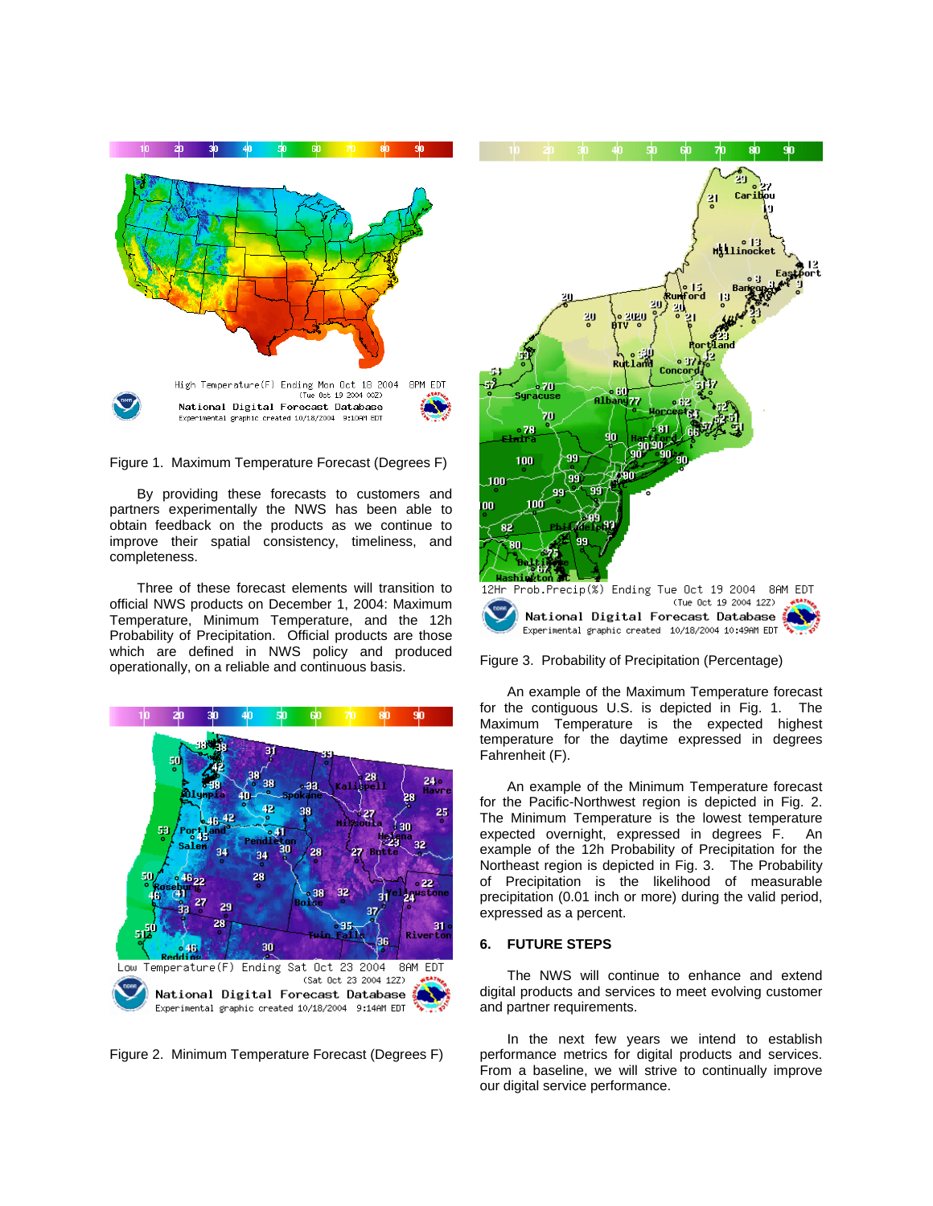Figure 1. Maximum Temperature Forecast (Degrees F)

By providing these forecasts to customers and partners experimentally the NWS has been able to obtain feedback on the products as we continue to improve their spatial consistency, timeliness, and completeness.

Three of these forecast elements will transition to official NWS products on December 1, 2004: Maximum Temperature, Minimum Temperature, and the 12h Probability of Precipitation. Official products are those which are defined in NWS policy and produced operationally, on a reliable and continuous basis.

Figure 2. Minimum Temperature Forecast (Degrees F)

Figure 3. Probability of Precipitation (Percentage)

An example of the Maximum Temperature forecast for the contiguous U.S. is depicted in Fig. 1. The Maximum Temperature is the expected highest temperature for the daytime expressed in degrees Fahrenheit (F).

An example of the Minimum Temperature forecast for the Pacific-Northwest region is depicted in Fig. 2. The Minimum Temperature is the lowest temperature expected overnight, expressed in degrees F. An example of the 12h Probability of Precipitation for the Northeast region is depicted in Fig. 3. The Probability of Precipitation is the likelihood of measurable precipitation (0.01 inch or more) during the valid period, expressed as a percent.

## 6. FUTURE STEPS

The NWS will continue to enhance and extend digital products and services to meet evolving customer and partner requirements.

In the next few years we intend to establish performance metrics for digital products and services. From a baseline, we will strive to continually improve our digital service performance.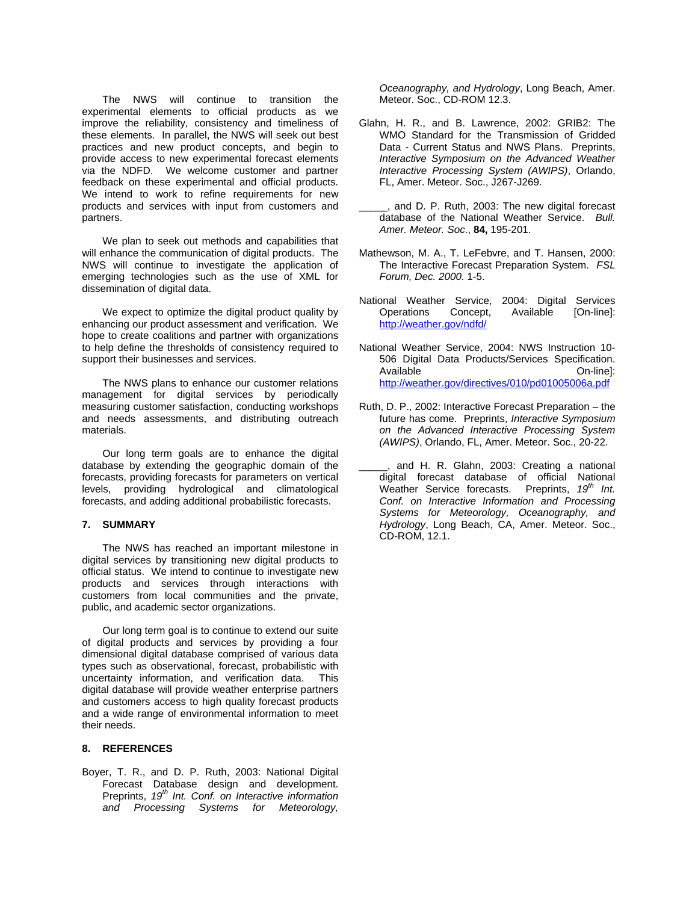The NWS will continue to transition the experimental elements to official products as we improve the reliability, consistency and timeliness of these elements. In parallel, the NWS will seek out best practices and new product concepts, and begin to provide access to new experimental forecast elements via the NDFD. We welcome customer and partner feedback on these experimental and official products. We intend to work to refine requirements for new products and services with input from customers and partners.

We plan to seek out methods and capabilities that will enhance the communication of digital products. The NWS will continue to investigate the application of emerging technologies such as the use of XML for dissemination of digital data.

We expect to optimize the digital product quality by enhancing our product assessment and verification. We hope to create coalitions and partner with organizations to help define the thresholds of consistency required to support their businesses and services.

The NWS plans to enhance our customer relations management for digital services by periodically measuring customer satisfaction, conducting workshops and needs assessments, and distributing outreach materials.

Our long term goals are to enhance the digital database by extending the geographic domain of the forecasts, providing forecasts for parameters on vertical levels, providing hydrological and climatological forecasts, and adding additional probabilistic forecasts.

## 7. SUMMARY

The NWS has reached an important milestone in digital services by transitioning new digital products to official status. We intend to continue to investigate new products and services through interactions with customers from local communities and the private, public, and academic sector organizations.

Our long term goal is to continue to extend our suite of digital products and services by providing a four dimensional digital database comprised of various data types such as observational, forecast, probabilistic with uncertainty information, and verification data. This digital database will provide weather enterprise partners and customers access to high quality forecast products and a wide range of environmental information to meet their needs.

## 8. REFERENCES

Boyer, T. R., and D. P. Ruth, 2003: National Digital Forecast Database design and development. Preprints, 19th *Int. Conf. on Interactive information and Processing Systems for Meteorology, Oceanography, and Hydrology*, Long Beach, Amer. Meteor. Soc., CD-ROM 12.3.

Glahn, H. R., and B. Lawrence, 2002: GRIB2: The WMO Standard for the Transmission of Gridded Data - Current Status and NWS Plans. Preprints, *Interactive Symposium on the Advanced Weather Interactive Processing System (AWIPS)*, Orlando, FL, Amer. Meteor. Soc., J267-J269.

_____, and D. P. Ruth, 2003: The new digital forecast database of the National Weather Service. *Bull. Amer. Meteor. Soc*., **84,** 195-201.

Mathewson, M. A., T. LeFebvre, and T. Hansen, 2000: The Interactive Forecast Preparation System. *FSL Forum, Dec. 2000.* 1-5.

National Weather Service, 2004: Digital Services Operations Concept, Available [On-line]: http://weather.gov/ndfd/

National Weather Service, 2004: NWS Instruction 10-506 Digital Data Products/Services Specification. Available On-line]: http://weather.gov/directives/010/pd01005006a.pdf

Ruth, D. P., 2002: Interactive Forecast Preparation – the future has come. Preprints, *Interactive Symposium on the Advanced Interactive Processing System (AWIPS)*, Orlando, FL, Amer. Meteor. Soc., 20-22.

_____, and H. R. Glahn, 2003: Creating a national digital forecast database of official National Weather Service forecasts. Preprints, 19th *Int. Conf. on Interactive Information and Processing Systems for Meteorology, Oceanography, and Hydrology*, Long Beach, CA, Amer. Meteor. Soc., CD-ROM, 12.1.